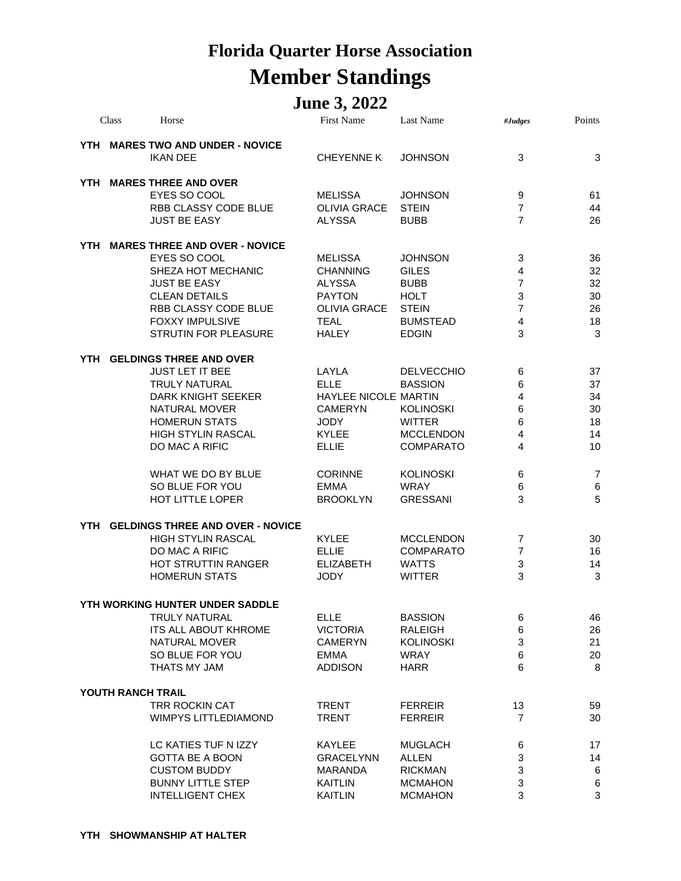# Florida Quarter Horse Association

# Member Standings

## June 3, 2022

| Class | Horse | First Name | Last Name | #Judges | Points |
|---|---|---|---|---|---|
| **YTH** | **MARES TWO AND UNDER - NOVICE** | | | | |
| | IKAN DEE | CHEYENNE K | JOHNSON | 3 | 3 |
| **YTH** | **MARES THREE AND OVER** | | | | |
| | EYES SO COOL | MELISSA | JOHNSON | 9 | 61 |
| | RBB CLASSY CODE BLUE | OLIVIA GRACE | STEIN | 7 | 44 |
| | JUST BE EASY | ALYSSA | BUBB | 7 | 26 |
| **YTH** | **MARES THREE AND OVER - NOVICE** | | | | |
| | EYES SO COOL | MELISSA | JOHNSON | 3 | 36 |
| | SHEZA HOT MECHANIC | CHANNING | GILES | 4 | 32 |
| | JUST BE EASY | ALYSSA | BUBB | 7 | 32 |
| | CLEAN DETAILS | PAYTON | HOLT | 3 | 30 |
| | RBB CLASSY CODE BLUE | OLIVIA GRACE | STEIN | 7 | 26 |
| | FOXXY IMPULSIVE | TEAL | BUMSTEAD | 4 | 18 |
| | STRUTIN FOR PLEASURE | HALEY | EDGIN | 3 | 3 |
| **YTH** | **GELDINGS THREE AND OVER** | | | | |
| | JUST LET IT BEE | LAYLA | DELVECCHIO | 6 | 37 |
| | TRULY NATURAL | ELLE | BASSION | 6 | 37 |
| | DARK KNIGHT SEEKER | HAYLEE NICOLE | MARTIN | 4 | 34 |
| | NATURAL MOVER | CAMERYN | KOLINOSKI | 6 | 30 |
| | HOMERUN STATS | JODY | WITTER | 6 | 18 |
| | HIGH STYLIN RASCAL | KYLEE | MCCLENDON | 4 | 14 |
| | DO MAC A RIFIC | ELLIE | COMPARATO | 4 | 10 |
| | WHAT WE DO BY BLUE | CORINNE | KOLINOSKI | 6 | 7 |
| | SO BLUE FOR YOU | EMMA | WRAY | 6 | 6 |
| | HOT LITTLE LOPER | BROOKLYN | GRESSANI | 3 | 5 |
| **YTH** | **GELDINGS THREE AND OVER - NOVICE** | | | | |
| | HIGH STYLIN RASCAL | KYLEE | MCCLENDON | 7 | 30 |
| | DO MAC A RIFIC | ELLIE | COMPARATO | 7 | 16 |
| | HOT STRUTTIN RANGER | ELIZABETH | WATTS | 3 | 14 |
| | HOMERUN STATS | JODY | WITTER | 3 | 3 |
| **YTH WORKING HUNTER UNDER SADDLE** | | | | | |
| | TRULY NATURAL | ELLE | BASSION | 6 | 46 |
| | ITS ALL ABOUT KHROME | VICTORIA | RALEIGH | 6 | 26 |
| | NATURAL MOVER | CAMERYN | KOLINOSKI | 3 | 21 |
| | SO BLUE FOR YOU | EMMA | WRAY | 6 | 20 |
| | THATS MY JAM | ADDISON | HARR | 6 | 8 |
| **YOUTH RANCH TRAIL** | | | | | |
| | TRR ROCKIN CAT | TRENT | FERREIR | 13 | 59 |
| | WIMPYS LITTLEDIAMOND | TRENT | FERREIR | 7 | 30 |
| | LC KATIES TUF N IZZY | KAYLEE | MUGLACH | 6 | 17 |
| | GOTTA BE A BOON | GRACELYNN | ALLEN | 3 | 14 |
| | CUSTOM BUDDY | MARANDA | RICKMAN | 3 | 6 |
| | BUNNY LITTLE STEP | KAITLIN | MCMAHON | 3 | 6 |
| | INTELLIGENT CHEX | KAITLIN | MCMAHON | 3 | 3 |
| **YTH** | **SHOWMANSHIP AT HALTER** | | | | |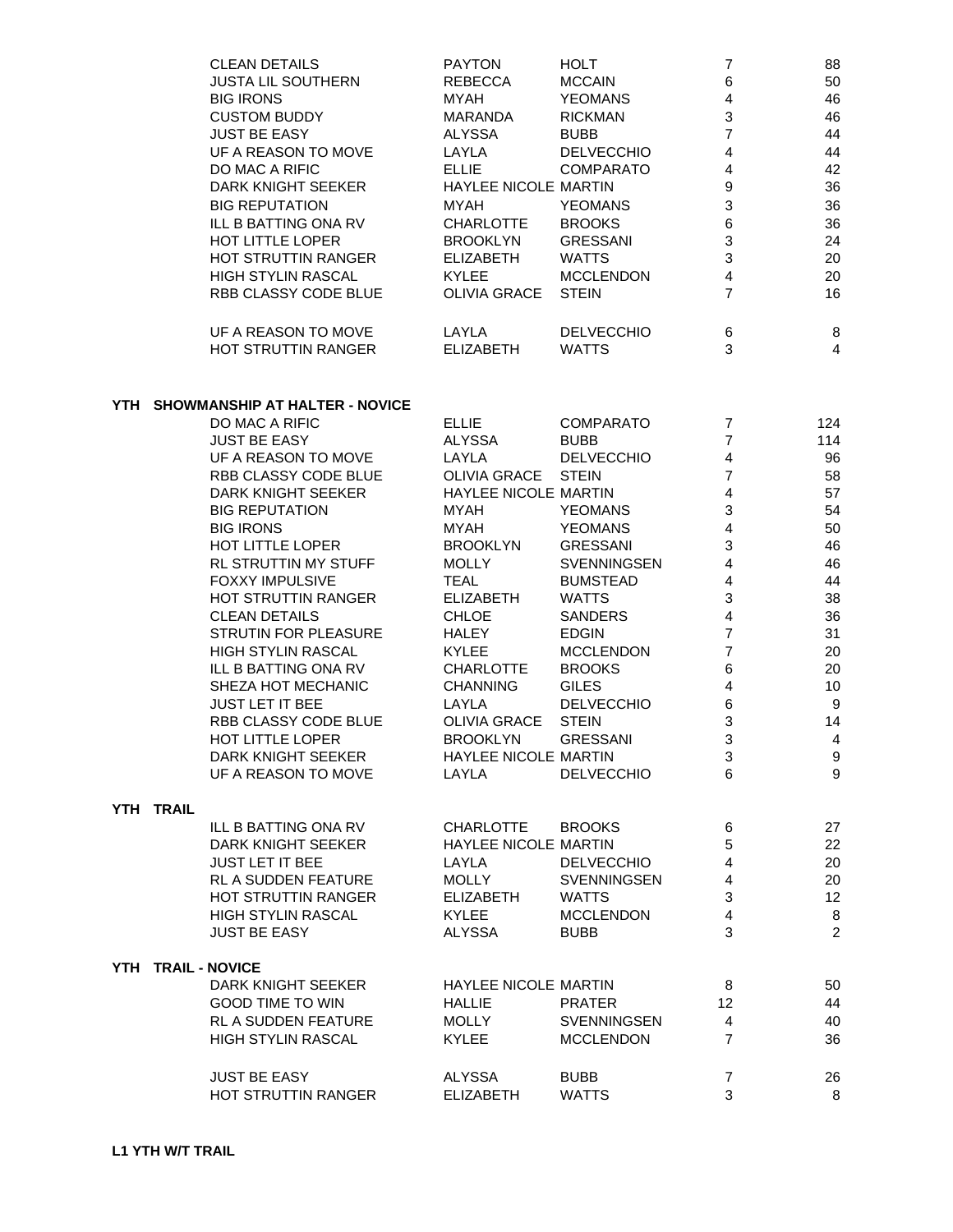| Horse | First Name | Last Name | | Points |
|---|---|---|---|---|
| CLEAN DETAILS | PAYTON | HOLT | 7 | 88 |
| JUSTA LIL SOUTHERN | REBECCA | MCCAIN | 6 | 50 |
| BIG IRONS | MYAH | YEOMANS | 4 | 46 |
| CUSTOM BUDDY | MARANDA | RICKMAN | 3 | 46 |
| JUST BE EASY | ALYSSA | BUBB | 7 | 44 |
| UF A REASON TO MOVE | LAYLA | DELVECCHIO | 4 | 44 |
| DO MAC A RIFIC | ELLIE | COMPARATO | 4 | 42 |
| DARK KNIGHT SEEKER | HAYLEE NICOLE | MARTIN | 9 | 36 |
| BIG REPUTATION | MYAH | YEOMANS | 3 | 36 |
| ILL B BATTING ONA RV | CHARLOTTE | BROOKS | 6 | 36 |
| HOT LITTLE LOPER | BROOKLYN | GRESSANI | 3 | 24 |
| HOT STRUTTIN RANGER | ELIZABETH | WATTS | 3 | 20 |
| HIGH STYLIN RASCAL | KYLEE | MCCLENDON | 4 | 20 |
| RBB CLASSY CODE BLUE | OLIVIA GRACE | STEIN | 7 | 16 |
| | | | | |
| UF A REASON TO MOVE | LAYLA | DELVECCHIO | 6 | 8 |
| HOT STRUTTIN RANGER | ELIZABETH | WATTS | 3 | 4 |

**YTH SHOWMANSHIP AT HALTER - NOVICE**

| Horse | First Name | Last Name | | Points |
|---|---|---|---|---|
| DO MAC A RIFIC | ELLIE | COMPARATO | 7 | 124 |
| JUST BE EASY | ALYSSA | BUBB | 7 | 114 |
| UF A REASON TO MOVE | LAYLA | DELVECCHIO | 4 | 96 |
| RBB CLASSY CODE BLUE | OLIVIA GRACE | STEIN | 7 | 58 |
| DARK KNIGHT SEEKER | HAYLEE NICOLE | MARTIN | 4 | 57 |
| BIG REPUTATION | MYAH | YEOMANS | 3 | 54 |
| BIG IRONS | MYAH | YEOMANS | 4 | 50 |
| HOT LITTLE LOPER | BROOKLYN | GRESSANI | 3 | 46 |
| RL STRUTTIN MY STUFF | MOLLY | SVENNINGSEN | 4 | 46 |
| FOXXY IMPULSIVE | TEAL | BUMSTEAD | 4 | 44 |
| HOT STRUTTIN RANGER | ELIZABETH | WATTS | 3 | 38 |
| CLEAN DETAILS | CHLOE | SANDERS | 4 | 36 |
| STRUTIN FOR PLEASURE | HALEY | EDGIN | 7 | 31 |
| HIGH STYLIN RASCAL | KYLEE | MCCLENDON | 7 | 20 |
| ILL B BATTING ONA RV | CHARLOTTE | BROOKS | 6 | 20 |
| SHEZA HOT MECHANIC | CHANNING | GILES | 4 | 10 |
| JUST LET IT BEE | LAYLA | DELVECCHIO | 6 | 9 |
| RBB CLASSY CODE BLUE | OLIVIA GRACE | STEIN | 3 | 14 |
| HOT LITTLE LOPER | BROOKLYN | GRESSANI | 3 | 4 |
| DARK KNIGHT SEEKER | HAYLEE NICOLE | MARTIN | 3 | 9 |
| UF A REASON TO MOVE | LAYLA | DELVECCHIO | 6 | 9 |

**YTH TRAIL**

| Horse | First Name | Last Name | | Points |
|---|---|---|---|---|
| ILL B BATTING ONA RV | CHARLOTTE | BROOKS | 6 | 27 |
| DARK KNIGHT SEEKER | HAYLEE NICOLE | MARTIN | 5 | 22 |
| JUST LET IT BEE | LAYLA | DELVECCHIO | 4 | 20 |
| RL A SUDDEN FEATURE | MOLLY | SVENNINGSEN | 4 | 20 |
| HOT STRUTTIN RANGER | ELIZABETH | WATTS | 3 | 12 |
| HIGH STYLIN RASCAL | KYLEE | MCCLENDON | 4 | 8 |
| JUST BE EASY | ALYSSA | BUBB | 3 | 2 |

**YTH TRAIL - NOVICE**

| Horse | First Name | Last Name | | Points |
|---|---|---|---|---|
| DARK KNIGHT SEEKER | HAYLEE NICOLE | MARTIN | 8 | 50 |
| GOOD TIME TO WIN | HALLIE | PRATER | 12 | 44 |
| RL A SUDDEN FEATURE | MOLLY | SVENNINGSEN | 4 | 40 |
| HIGH STYLIN RASCAL | KYLEE | MCCLENDON | 7 | 36 |
| | | | | |
| JUST BE EASY | ALYSSA | BUBB | 7 | 26 |
| HOT STRUTTIN RANGER | ELIZABETH | WATTS | 3 | 8 |

**L1 YTH W/T TRAIL**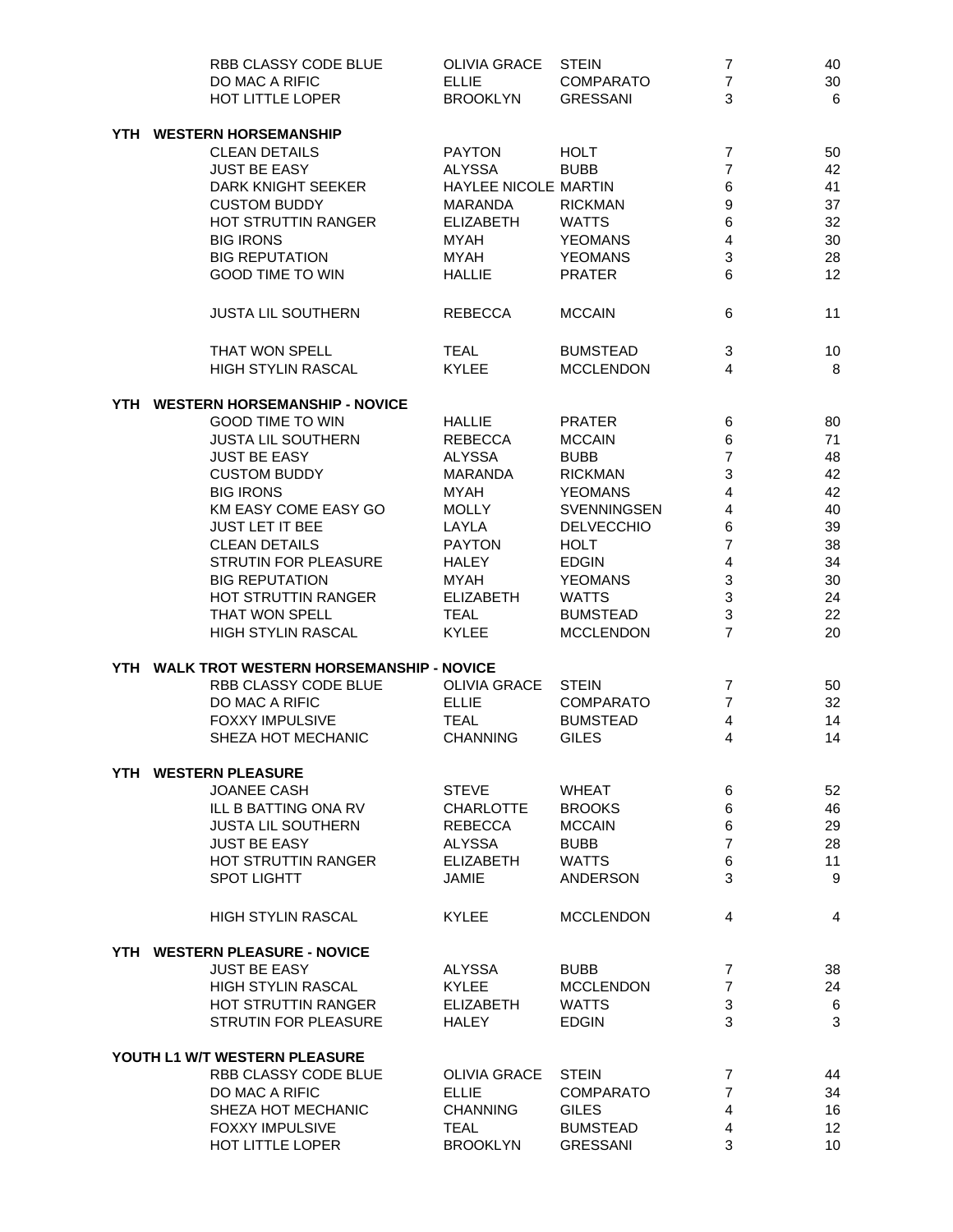| Horse | First Name | Last Name | Shows | Points |
|---|---|---|---|---|
| RBB CLASSY CODE BLUE | OLIVIA GRACE | STEIN | 7 | 40 |
| DO MAC A RIFIC | ELLIE | COMPARATO | 7 | 30 |
| HOT LITTLE LOPER | BROOKLYN | GRESSANI | 3 | 6 |

## YTH WESTERN HORSEMANSHIP

| Horse | First Name | Last Name | Shows | Points |
|---|---|---|---|---|
| CLEAN DETAILS | PAYTON | HOLT | 7 | 50 |
| JUST BE EASY | ALYSSA | BUBB | 7 | 42 |
| DARK KNIGHT SEEKER | HAYLEE NICOLE | MARTIN | 6 | 41 |
| CUSTOM BUDDY | MARANDA | RICKMAN | 9 | 37 |
| HOT STRUTTIN RANGER | ELIZABETH | WATTS | 6 | 32 |
| BIG IRONS | MYAH | YEOMANS | 4 | 30 |
| BIG REPUTATION | MYAH | YEOMANS | 3 | 28 |
| GOOD TIME TO WIN | HALLIE | PRATER | 6 | 12 |
| JUSTA LIL SOUTHERN | REBECCA | MCCAIN | 6 | 11 |
| THAT WON SPELL | TEAL | BUMSTEAD | 3 | 10 |
| HIGH STYLIN RASCAL | KYLEE | MCCLENDON | 4 | 8 |

## YTH WESTERN HORSEMANSHIP - NOVICE

| Horse | First Name | Last Name | Shows | Points |
|---|---|---|---|---|
| GOOD TIME TO WIN | HALLIE | PRATER | 6 | 80 |
| JUSTA LIL SOUTHERN | REBECCA | MCCAIN | 6 | 71 |
| JUST BE EASY | ALYSSA | BUBB | 7 | 48 |
| CUSTOM BUDDY | MARANDA | RICKMAN | 3 | 42 |
| BIG IRONS | MYAH | YEOMANS | 4 | 42 |
| KM EASY COME EASY GO | MOLLY | SVENNINGSEN | 4 | 40 |
| JUST LET IT BEE | LAYLA | DELVECCHIO | 6 | 39 |
| CLEAN DETAILS | PAYTON | HOLT | 7 | 38 |
| STRUTIN FOR PLEASURE | HALEY | EDGIN | 4 | 34 |
| BIG REPUTATION | MYAH | YEOMANS | 3 | 30 |
| HOT STRUTTIN RANGER | ELIZABETH | WATTS | 3 | 24 |
| THAT WON SPELL | TEAL | BUMSTEAD | 3 | 22 |
| HIGH STYLIN RASCAL | KYLEE | MCCLENDON | 7 | 20 |

## YTH WALK TROT WESTERN HORSEMANSHIP - NOVICE

| Horse | First Name | Last Name | Shows | Points |
|---|---|---|---|---|
| RBB CLASSY CODE BLUE | OLIVIA GRACE | STEIN | 7 | 50 |
| DO MAC A RIFIC | ELLIE | COMPARATO | 7 | 32 |
| FOXXY IMPULSIVE | TEAL | BUMSTEAD | 4 | 14 |
| SHEZA HOT MECHANIC | CHANNING | GILES | 4 | 14 |

## YTH WESTERN PLEASURE

| Horse | First Name | Last Name | Shows | Points |
|---|---|---|---|---|
| JOANEE CASH | STEVE | WHEAT | 6 | 52 |
| ILL B BATTING ONA RV | CHARLOTTE | BROOKS | 6 | 46 |
| JUSTA LIL SOUTHERN | REBECCA | MCCAIN | 6 | 29 |
| JUST BE EASY | ALYSSA | BUBB | 7 | 28 |
| HOT STRUTTIN RANGER | ELIZABETH | WATTS | 6 | 11 |
| SPOT LIGHTT | JAMIE | ANDERSON | 3 | 9 |
| HIGH STYLIN RASCAL | KYLEE | MCCLENDON | 4 | 4 |

## YTH WESTERN PLEASURE - NOVICE

| Horse | First Name | Last Name | Shows | Points |
|---|---|---|---|---|
| JUST BE EASY | ALYSSA | BUBB | 7 | 38 |
| HIGH STYLIN RASCAL | KYLEE | MCCLENDON | 7 | 24 |
| HOT STRUTTIN RANGER | ELIZABETH | WATTS | 3 | 6 |
| STRUTIN FOR PLEASURE | HALEY | EDGIN | 3 | 3 |

## YOUTH L1 W/T WESTERN PLEASURE

| Horse | First Name | Last Name | Shows | Points |
|---|---|---|---|---|
| RBB CLASSY CODE BLUE | OLIVIA GRACE | STEIN | 7 | 44 |
| DO MAC A RIFIC | ELLIE | COMPARATO | 7 | 34 |
| SHEZA HOT MECHANIC | CHANNING | GILES | 4 | 16 |
| FOXXY IMPULSIVE | TEAL | BUMSTEAD | 4 | 12 |
| HOT LITTLE LOPER | BROOKLYN | GRESSANI | 3 | 10 |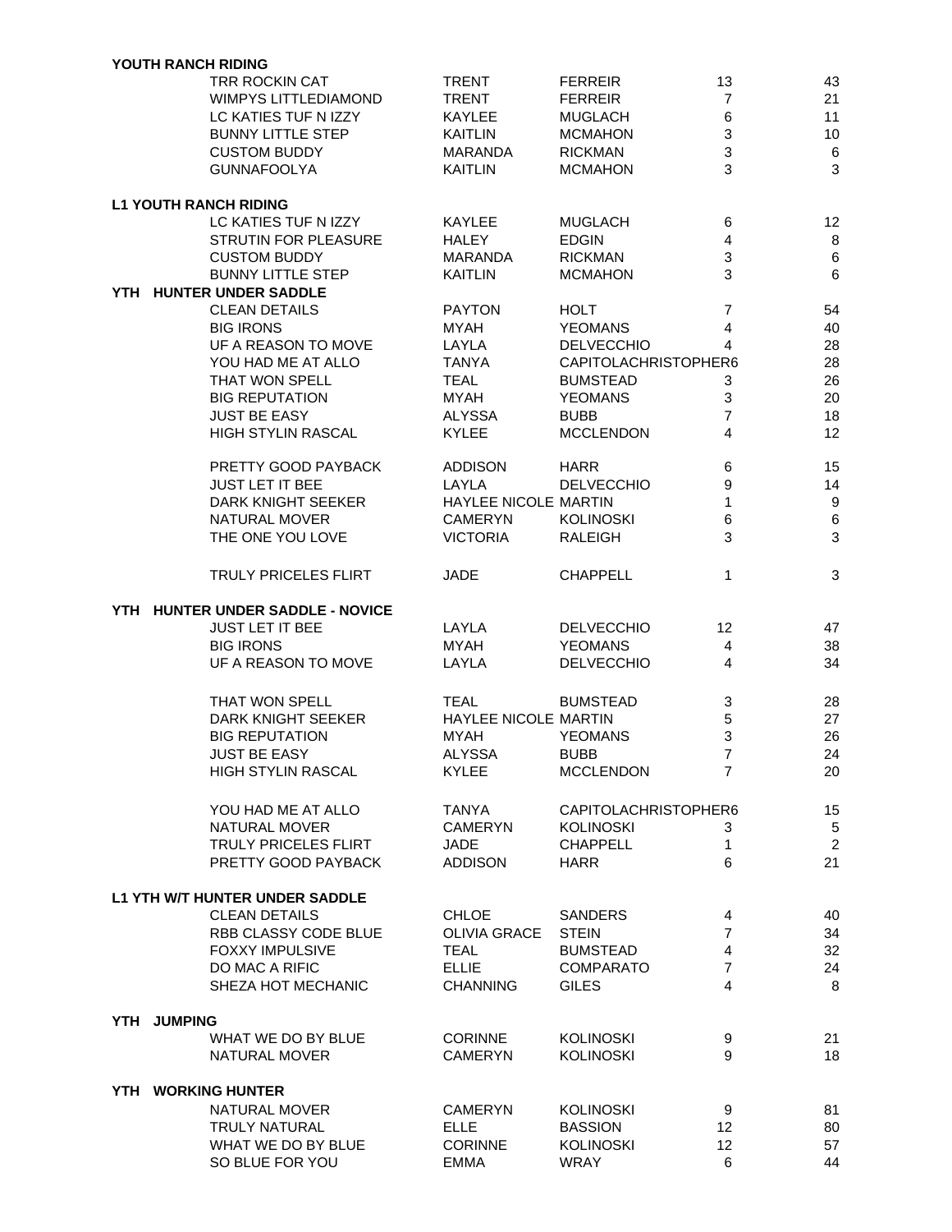**YOUTH RANCH RIDING**

| Horse | First Name | Last Name | | |
|---|---|---|---|---|
| TRR ROCKIN CAT | TRENT | FERREIR | 13 | 43 |
| WIMPYS LITTLEDIAMOND | TRENT | FERREIR | 7 | 21 |
| LC KATIES TUF N IZZY | KAYLEE | MUGLACH | 6 | 11 |
| BUNNY LITTLE STEP | KAITLIN | MCMAHON | 3 | 10 |
| CUSTOM BUDDY | MARANDA | RICKMAN | 3 | 6 |
| GUNNAFOOLYA | KAITLIN | MCMAHON | 3 | 3 |

**L1 YOUTH RANCH RIDING**

| Horse | First Name | Last Name | | |
|---|---|---|---|---|
| LC KATIES TUF N IZZY | KAYLEE | MUGLACH | 6 | 12 |
| STRUTIN FOR PLEASURE | HALEY | EDGIN | 4 | 8 |
| CUSTOM BUDDY | MARANDA | RICKMAN | 3 | 6 |
| BUNNY LITTLE STEP | KAITLIN | MCMAHON | 3 | 6 |

**YTH HUNTER UNDER SADDLE**

| Horse | First Name | Last Name | | |
|---|---|---|---|---|
| CLEAN DETAILS | PAYTON | HOLT | 7 | 54 |
| BIG IRONS | MYAH | YEOMANS | 4 | 40 |
| UF A REASON TO MOVE | LAYLA | DELVECCHIO | 4 | 28 |
| YOU HAD ME AT ALLO | TANYA | CAPITOLACHRISTOPHER6 | | 28 |
| THAT WON SPELL | TEAL | BUMSTEAD | 3 | 26 |
| BIG REPUTATION | MYAH | YEOMANS | 3 | 20 |
| JUST BE EASY | ALYSSA | BUBB | 7 | 18 |
| HIGH STYLIN RASCAL | KYLEE | MCCLENDON | 4 | 12 |
| PRETTY GOOD PAYBACK | ADDISON | HARR | 6 | 15 |
| JUST LET IT BEE | LAYLA | DELVECCHIO | 9 | 14 |
| DARK KNIGHT SEEKER | HAYLEE NICOLE | MARTIN | 1 | 9 |
| NATURAL MOVER | CAMERYN | KOLINOSKI | 6 | 6 |
| THE ONE YOU LOVE | VICTORIA | RALEIGH | 3 | 3 |
| TRULY PRICELES FLIRT | JADE | CHAPPELL | 1 | 3 |

**YTH HUNTER UNDER SADDLE - NOVICE**

| Horse | First Name | Last Name | | |
|---|---|---|---|---|
| JUST LET IT BEE | LAYLA | DELVECCHIO | 12 | 47 |
| BIG IRONS | MYAH | YEOMANS | 4 | 38 |
| UF A REASON TO MOVE | LAYLA | DELVECCHIO | 4 | 34 |
| THAT WON SPELL | TEAL | BUMSTEAD | 3 | 28 |
| DARK KNIGHT SEEKER | HAYLEE NICOLE | MARTIN | 5 | 27 |
| BIG REPUTATION | MYAH | YEOMANS | 3 | 26 |
| JUST BE EASY | ALYSSA | BUBB | 7 | 24 |
| HIGH STYLIN RASCAL | KYLEE | MCCLENDON | 7 | 20 |
| YOU HAD ME AT ALLO | TANYA | CAPITOLACHRISTOPHER6 | | 15 |
| NATURAL MOVER | CAMERYN | KOLINOSKI | 3 | 5 |
| TRULY PRICELES FLIRT | JADE | CHAPPELL | 1 | 2 |
| PRETTY GOOD PAYBACK | ADDISON | HARR | 6 | 21 |

**L1 YTH W/T HUNTER UNDER SADDLE**

| Horse | First Name | Last Name | | |
|---|---|---|---|---|
| CLEAN DETAILS | CHLOE | SANDERS | 4 | 40 |
| RBB CLASSY CODE BLUE | OLIVIA GRACE | STEIN | 7 | 34 |
| FOXXY IMPULSIVE | TEAL | BUMSTEAD | 4 | 32 |
| DO MAC A RIFIC | ELLIE | COMPARATO | 7 | 24 |
| SHEZA HOT MECHANIC | CHANNING | GILES | 4 | 8 |

**YTH JUMPING**

| Horse | First Name | Last Name | | |
|---|---|---|---|---|
| WHAT WE DO BY BLUE | CORINNE | KOLINOSKI | 9 | 21 |
| NATURAL MOVER | CAMERYN | KOLINOSKI | 9 | 18 |

**YTH WORKING HUNTER**

| Horse | First Name | Last Name | | |
|---|---|---|---|---|
| NATURAL MOVER | CAMERYN | KOLINOSKI | 9 | 81 |
| TRULY NATURAL | ELLE | BASSION | 12 | 80 |
| WHAT WE DO BY BLUE | CORINNE | KOLINOSKI | 12 | 57 |
| SO BLUE FOR YOU | EMMA | WRAY | 6 | 44 |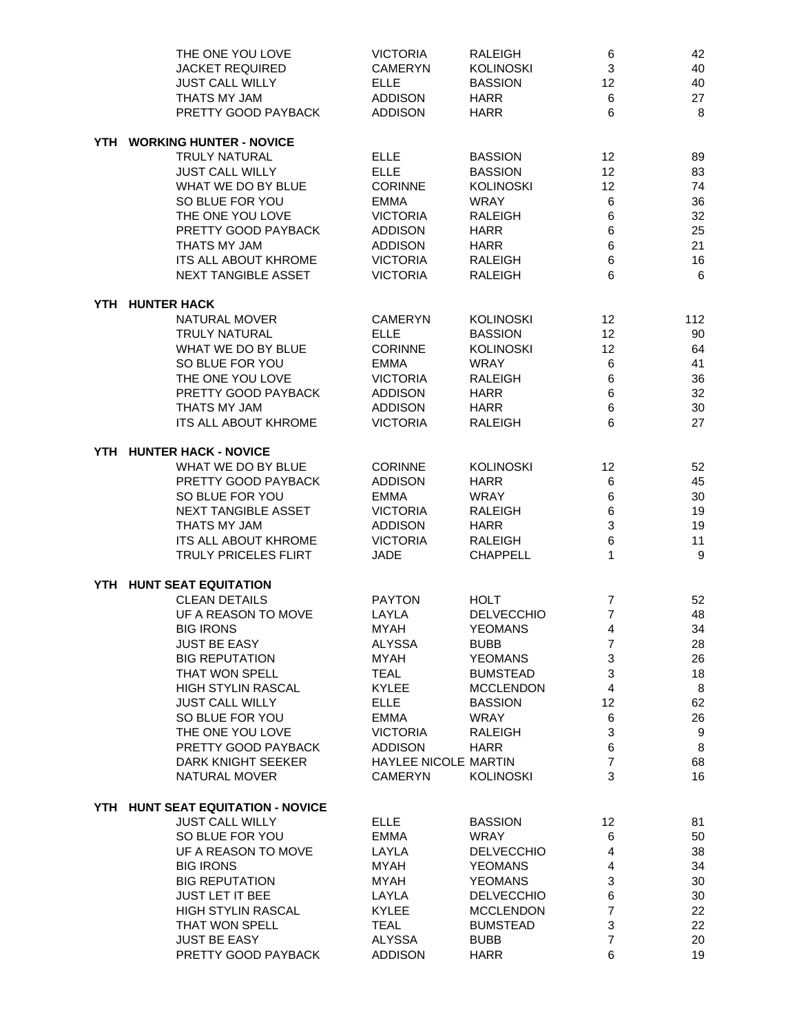| Horse | First Name | Last Name | | Points |
|---|---|---|---|---|
| THE ONE YOU LOVE | VICTORIA | RALEIGH | 6 | 42 |
| JACKET REQUIRED | CAMERYN | KOLINOSKI | 3 | 40 |
| JUST CALL WILLY | ELLE | BASSION | 12 | 40 |
| THATS MY JAM | ADDISON | HARR | 6 | 27 |
| PRETTY GOOD PAYBACK | ADDISON | HARR | 6 | 8 |

## YTH WORKING HUNTER - NOVICE

| Horse | First Name | Last Name | | Points |
|---|---|---|---|---|
| TRULY NATURAL | ELLE | BASSION | 12 | 89 |
| JUST CALL WILLY | ELLE | BASSION | 12 | 83 |
| WHAT WE DO BY BLUE | CORINNE | KOLINOSKI | 12 | 74 |
| SO BLUE FOR YOU | EMMA | WRAY | 6 | 36 |
| THE ONE YOU LOVE | VICTORIA | RALEIGH | 6 | 32 |
| PRETTY GOOD PAYBACK | ADDISON | HARR | 6 | 25 |
| THATS MY JAM | ADDISON | HARR | 6 | 21 |
| ITS ALL ABOUT KHROME | VICTORIA | RALEIGH | 6 | 16 |
| NEXT TANGIBLE ASSET | VICTORIA | RALEIGH | 6 | 6 |

## YTH HUNTER HACK

| Horse | First Name | Last Name | | Points |
|---|---|---|---|---|
| NATURAL MOVER | CAMERYN | KOLINOSKI | 12 | 112 |
| TRULY NATURAL | ELLE | BASSION | 12 | 90 |
| WHAT WE DO BY BLUE | CORINNE | KOLINOSKI | 12 | 64 |
| SO BLUE FOR YOU | EMMA | WRAY | 6 | 41 |
| THE ONE YOU LOVE | VICTORIA | RALEIGH | 6 | 36 |
| PRETTY GOOD PAYBACK | ADDISON | HARR | 6 | 32 |
| THATS MY JAM | ADDISON | HARR | 6 | 30 |
| ITS ALL ABOUT KHROME | VICTORIA | RALEIGH | 6 | 27 |

## YTH HUNTER HACK - NOVICE

| Horse | First Name | Last Name | | Points |
|---|---|---|---|---|
| WHAT WE DO BY BLUE | CORINNE | KOLINOSKI | 12 | 52 |
| PRETTY GOOD PAYBACK | ADDISON | HARR | 6 | 45 |
| SO BLUE FOR YOU | EMMA | WRAY | 6 | 30 |
| NEXT TANGIBLE ASSET | VICTORIA | RALEIGH | 6 | 19 |
| THATS MY JAM | ADDISON | HARR | 3 | 19 |
| ITS ALL ABOUT KHROME | VICTORIA | RALEIGH | 6 | 11 |
| TRULY PRICELES FLIRT | JADE | CHAPPELL | 1 | 9 |

## YTH HUNT SEAT EQUITATION

| Horse | First Name | Last Name | | Points |
|---|---|---|---|---|
| CLEAN DETAILS | PAYTON | HOLT | 7 | 52 |
| UF A REASON TO MOVE | LAYLA | DELVECCHIO | 7 | 48 |
| BIG IRONS | MYAH | YEOMANS | 4 | 34 |
| JUST BE EASY | ALYSSA | BUBB | 7 | 28 |
| BIG REPUTATION | MYAH | YEOMANS | 3 | 26 |
| THAT WON SPELL | TEAL | BUMSTEAD | 3 | 18 |
| HIGH STYLIN RASCAL | KYLEE | MCCLENDON | 4 | 8 |
| JUST CALL WILLY | ELLE | BASSION | 12 | 62 |
| SO BLUE FOR YOU | EMMA | WRAY | 6 | 26 |
| THE ONE YOU LOVE | VICTORIA | RALEIGH | 3 | 9 |
| PRETTY GOOD PAYBACK | ADDISON | HARR | 6 | 8 |
| DARK KNIGHT SEEKER | HAYLEE NICOLE | MARTIN | 7 | 68 |
| NATURAL MOVER | CAMERYN | KOLINOSKI | 3 | 16 |

## YTH HUNT SEAT EQUITATION - NOVICE

| Horse | First Name | Last Name | | Points |
|---|---|---|---|---|
| JUST CALL WILLY | ELLE | BASSION | 12 | 81 |
| SO BLUE FOR YOU | EMMA | WRAY | 6 | 50 |
| UF A REASON TO MOVE | LAYLA | DELVECCHIO | 4 | 38 |
| BIG IRONS | MYAH | YEOMANS | 4 | 34 |
| BIG REPUTATION | MYAH | YEOMANS | 3 | 30 |
| JUST LET IT BEE | LAYLA | DELVECCHIO | 6 | 30 |
| HIGH STYLIN RASCAL | KYLEE | MCCLENDON | 7 | 22 |
| THAT WON SPELL | TEAL | BUMSTEAD | 3 | 22 |
| JUST BE EASY | ALYSSA | BUBB | 7 | 20 |
| PRETTY GOOD PAYBACK | ADDISON | HARR | 6 | 19 |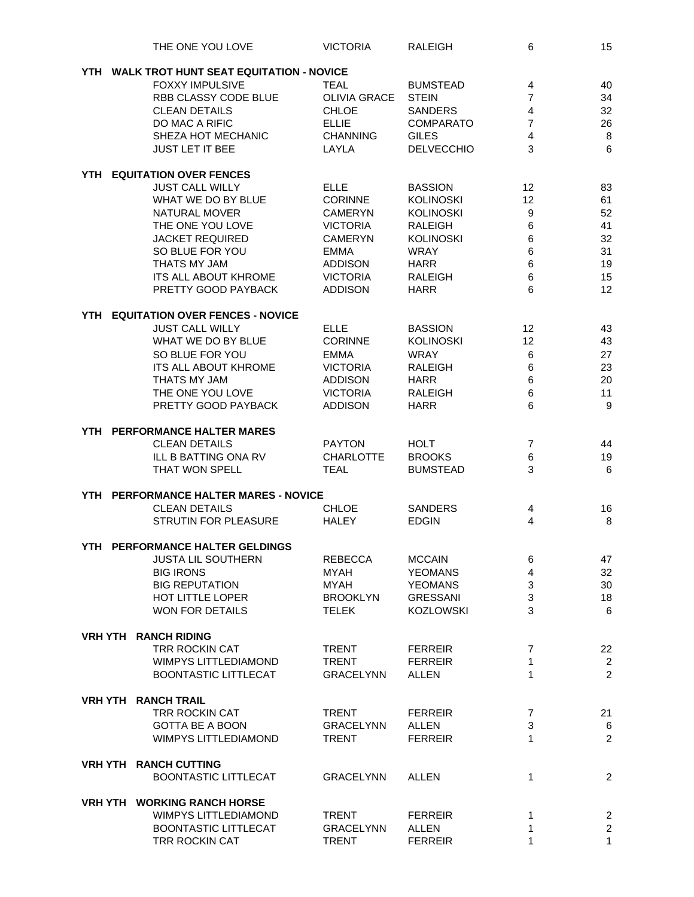| Horse | First Name | Last Name | Shows | Points |
|---|---|---|---|---|
| THE ONE YOU LOVE | VICTORIA | RALEIGH | 6 | 15 |

## YTH WALK TROT HUNT SEAT EQUITATION - NOVICE

| Horse | First Name | Last Name | Shows | Points |
|---|---|---|---|---|
| FOXXY IMPULSIVE | TEAL | BUMSTEAD | 4 | 40 |
| RBB CLASSY CODE BLUE | OLIVIA GRACE | STEIN | 7 | 34 |
| CLEAN DETAILS | CHLOE | SANDERS | 4 | 32 |
| DO MAC A RIFIC | ELLIE | COMPARATO | 7 | 26 |
| SHEZA HOT MECHANIC | CHANNING | GILES | 4 | 8 |
| JUST LET IT BEE | LAYLA | DELVECCHIO | 3 | 6 |

## YTH EQUITATION OVER FENCES

| Horse | First Name | Last Name | Shows | Points |
|---|---|---|---|---|
| JUST CALL WILLY | ELLE | BASSION | 12 | 83 |
| WHAT WE DO BY BLUE | CORINNE | KOLINOSKI | 12 | 61 |
| NATURAL MOVER | CAMERYN | KOLINOSKI | 9 | 52 |
| THE ONE YOU LOVE | VICTORIA | RALEIGH | 6 | 41 |
| JACKET REQUIRED | CAMERYN | KOLINOSKI | 6 | 32 |
| SO BLUE FOR YOU | EMMA | WRAY | 6 | 31 |
| THATS MY JAM | ADDISON | HARR | 6 | 19 |
| ITS ALL ABOUT KHROME | VICTORIA | RALEIGH | 6 | 15 |
| PRETTY GOOD PAYBACK | ADDISON | HARR | 6 | 12 |

## YTH EQUITATION OVER FENCES - NOVICE

| Horse | First Name | Last Name | Shows | Points |
|---|---|---|---|---|
| JUST CALL WILLY | ELLE | BASSION | 12 | 43 |
| WHAT WE DO BY BLUE | CORINNE | KOLINOSKI | 12 | 43 |
| SO BLUE FOR YOU | EMMA | WRAY | 6 | 27 |
| ITS ALL ABOUT KHROME | VICTORIA | RALEIGH | 6 | 23 |
| THATS MY JAM | ADDISON | HARR | 6 | 20 |
| THE ONE YOU LOVE | VICTORIA | RALEIGH | 6 | 11 |
| PRETTY GOOD PAYBACK | ADDISON | HARR | 6 | 9 |

## YTH PERFORMANCE HALTER MARES

| Horse | First Name | Last Name | Shows | Points |
|---|---|---|---|---|
| CLEAN DETAILS | PAYTON | HOLT | 7 | 44 |
| ILL B BATTING ONA RV | CHARLOTTE | BROOKS | 6 | 19 |
| THAT WON SPELL | TEAL | BUMSTEAD | 3 | 6 |

## YTH PERFORMANCE HALTER MARES - NOVICE

| Horse | First Name | Last Name | Shows | Points |
|---|---|---|---|---|
| CLEAN DETAILS | CHLOE | SANDERS | 4 | 16 |
| STRUTIN FOR PLEASURE | HALEY | EDGIN | 4 | 8 |

## YTH PERFORMANCE HALTER GELDINGS

| Horse | First Name | Last Name | Shows | Points |
|---|---|---|---|---|
| JUSTA LIL SOUTHERN | REBECCA | MCCAIN | 6 | 47 |
| BIG IRONS | MYAH | YEOMANS | 4 | 32 |
| BIG REPUTATION | MYAH | YEOMANS | 3 | 30 |
| HOT LITTLE LOPER | BROOKLYN | GRESSANI | 3 | 18 |
| WON FOR DETAILS | TELEK | KOZLOWSKI | 3 | 6 |

## VRH YTH RANCH RIDING

| Horse | First Name | Last Name | Shows | Points |
|---|---|---|---|---|
| TRR ROCKIN CAT | TRENT | FERREIR | 7 | 22 |
| WIMPYS LITTLEDIAMOND | TRENT | FERREIR | 1 | 2 |
| BOONTASTIC LITTLECAT | GRACELYNN | ALLEN | 1 | 2 |

## VRH YTH RANCH TRAIL

| Horse | First Name | Last Name | Shows | Points |
|---|---|---|---|---|
| TRR ROCKIN CAT | TRENT | FERREIR | 7 | 21 |
| GOTTA BE A BOON | GRACELYNN | ALLEN | 3 | 6 |
| WIMPYS LITTLEDIAMOND | TRENT | FERREIR | 1 | 2 |

## VRH YTH RANCH CUTTING

| Horse | First Name | Last Name | Shows | Points |
|---|---|---|---|---|
| BOONTASTIC LITTLECAT | GRACELYNN | ALLEN | 1 | 2 |

## VRH YTH WORKING RANCH HORSE

| Horse | First Name | Last Name | Shows | Points |
|---|---|---|---|---|
| WIMPYS LITTLEDIAMOND | TRENT | FERREIR | 1 | 2 |
| BOONTASTIC LITTLECAT | GRACELYNN | ALLEN | 1 | 2 |
| TRR ROCKIN CAT | TRENT | FERREIR | 1 | 1 |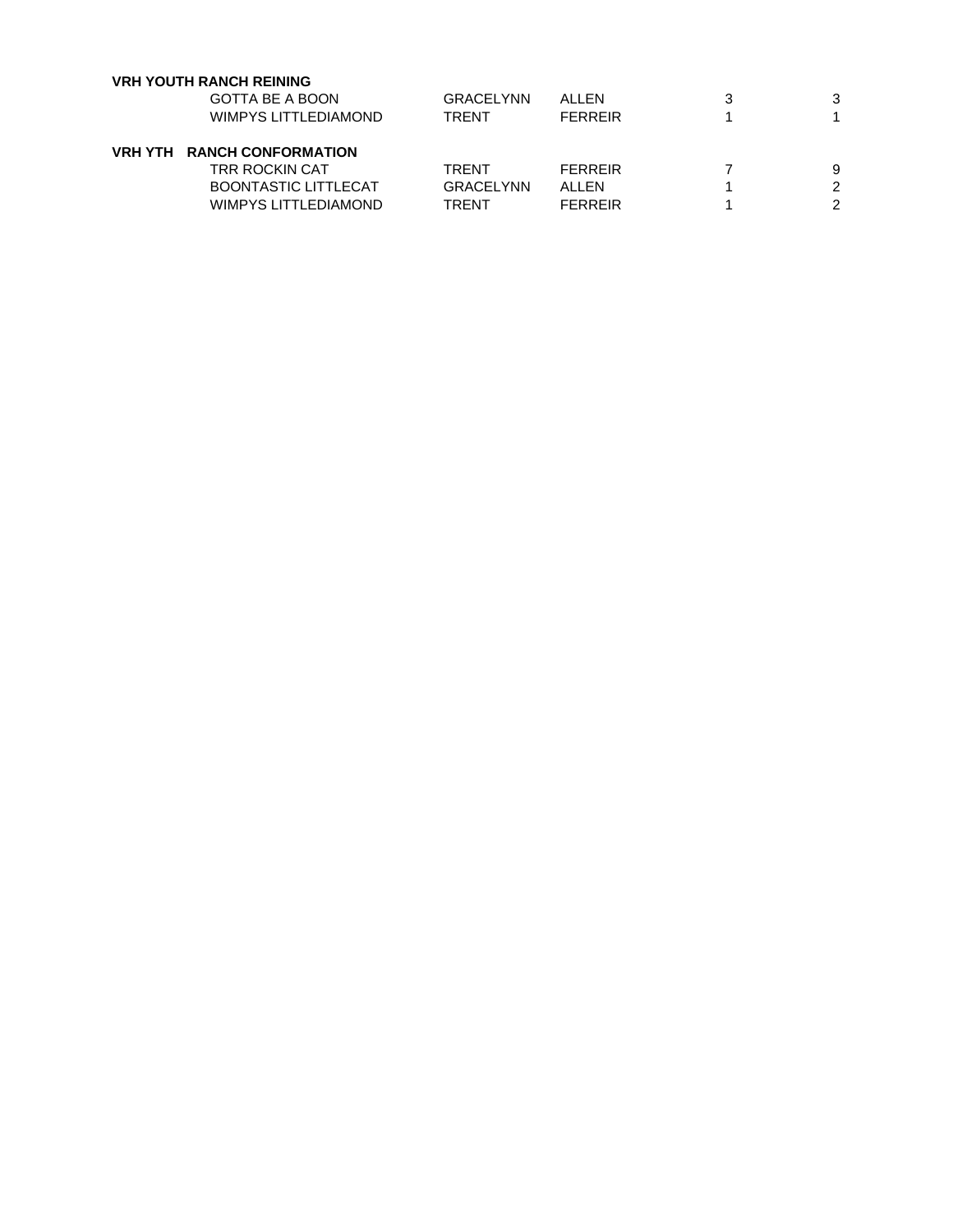**VRH YOUTH RANCH REINING**

| | | | | |
|---|---|---|---|---|
| GOTTA BE A BOON | GRACELYNN | ALLEN | 3 | 3 |
| WIMPYS LITTLEDIAMOND | TRENT | FERREIR | 1 | 1 |

**VRH YTH RANCH CONFORMATION**

| | | | | |
|---|---|---|---|---|
| TRR ROCKIN CAT | TRENT | FERREIR | 7 | 9 |
| BOONTASTIC LITTLECAT | GRACELYNN | ALLEN | 1 | 2 |
| WIMPYS LITTLEDIAMOND | TRENT | FERREIR | 1 | 2 |